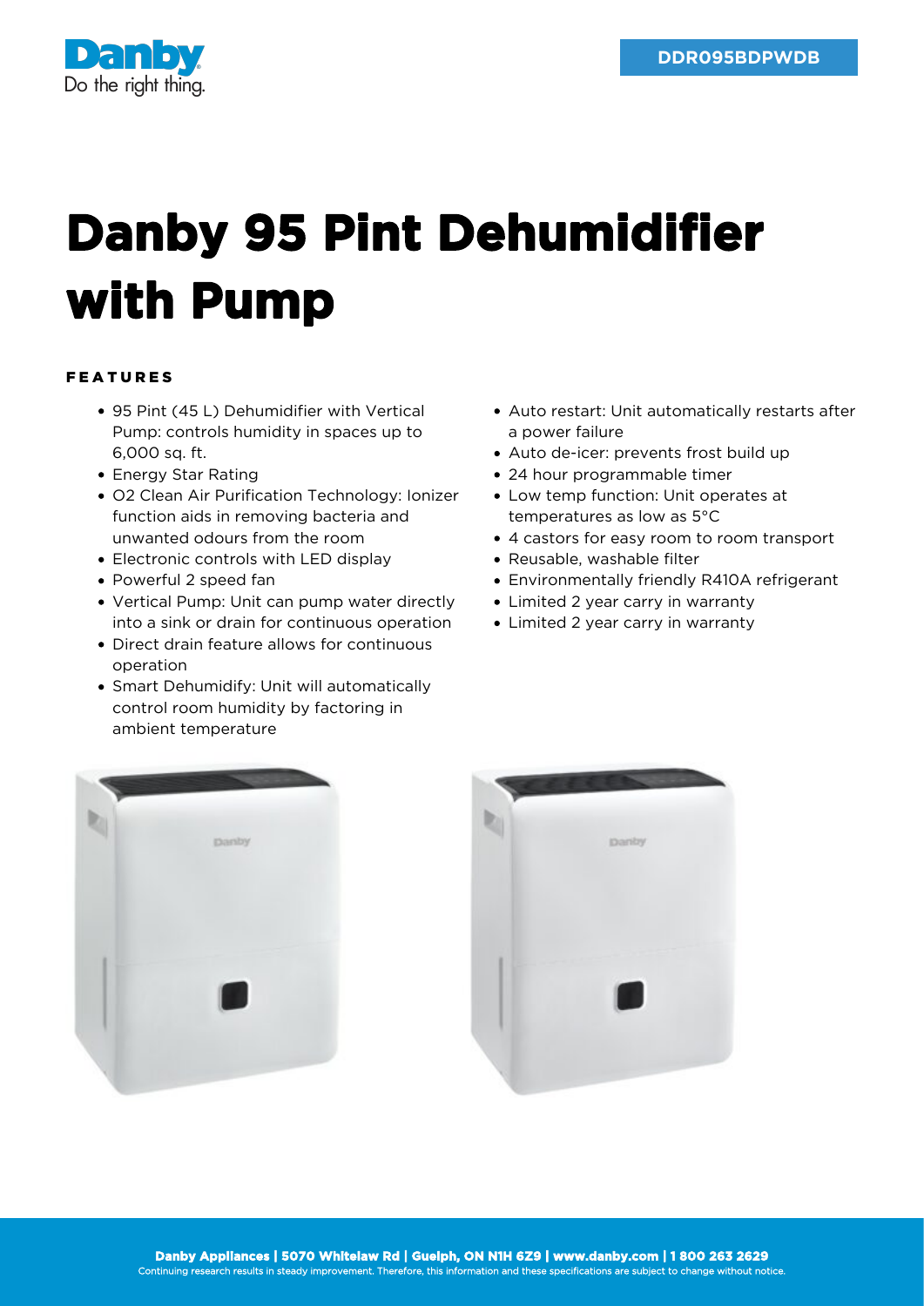DDR095BDPWDB

# Danby 95 Pint Dehumidifier with Pump

## FEATURES

- 95 Pint (45 L) Dehumidifier with Vertical Pump: controls humidity in spaces up to 6,000 sq. ft.
- Energy Star Rating
- O2 Clean Air Purification Technology: Ionizer function aids in removing bacteria and unwanted odours from the room
- Electronic controls with LED display
- Powerful 2 speed fan
- Vertical Pump: Unit can pump water directly into a sink or drain for continuous operation
- Direct drain feature allows for continuous operation
- Smart Dehumidify: Unit will automatically control room humidity by factoring in ambient temperature
- Auto restart: Unit automatically restarts after a power failure
- Auto de-icer: prevents frost build up
- 24 hour programmable timer
- Low temp function: Unit operates at temperatures as low as 5°C
- 4 castors for easy room to room transport
- Reusable, washable filter
- Environmentally friendly R410A refrigerant
- Limited 2 year carry in warranty
- Limited 2 year carry in warranty

**Danby Appliances | 5070 Whitelaw Rd | Guelph, ON N1H 6Z9 | www.danby.com | 1 800 263 2629**
Continuing research results in steady improvement. Therefore, this information and these specifications are subject to change without notice.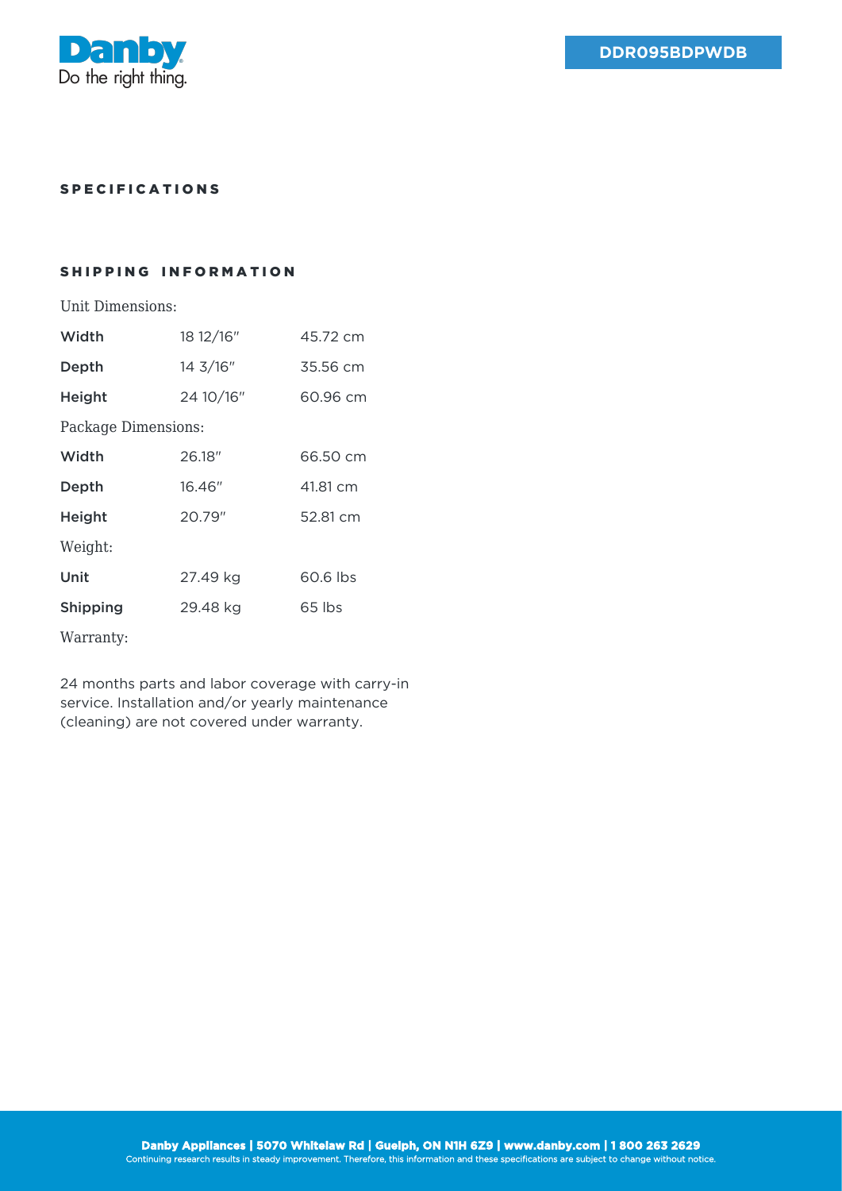## SPECIFICATIONS

### SHIPPING INFORMATION

Unit Dimensions:

| | | |
|---|---|---|
| **Width** | 18 12/16" | 45.72 cm |
| **Depth** | 14 3/16" | 35.56 cm |
| **Height** | 24 10/16" | 60.96 cm |

Package Dimensions:

| | | |
|---|---|---|
| **Width** | 26.18" | 66.50 cm |
| **Depth** | 16.46" | 41.81 cm |
| **Height** | 20.79" | 52.81 cm |

Weight:

| | | |
|---|---|---|
| **Unit** | 27.49 kg | 60.6 lbs |
| **Shipping** | 29.48 kg | 65 lbs |

Warranty:

24 months parts and labor coverage with carry-in service. Installation and/or yearly maintenance (cleaning) are not covered under warranty.